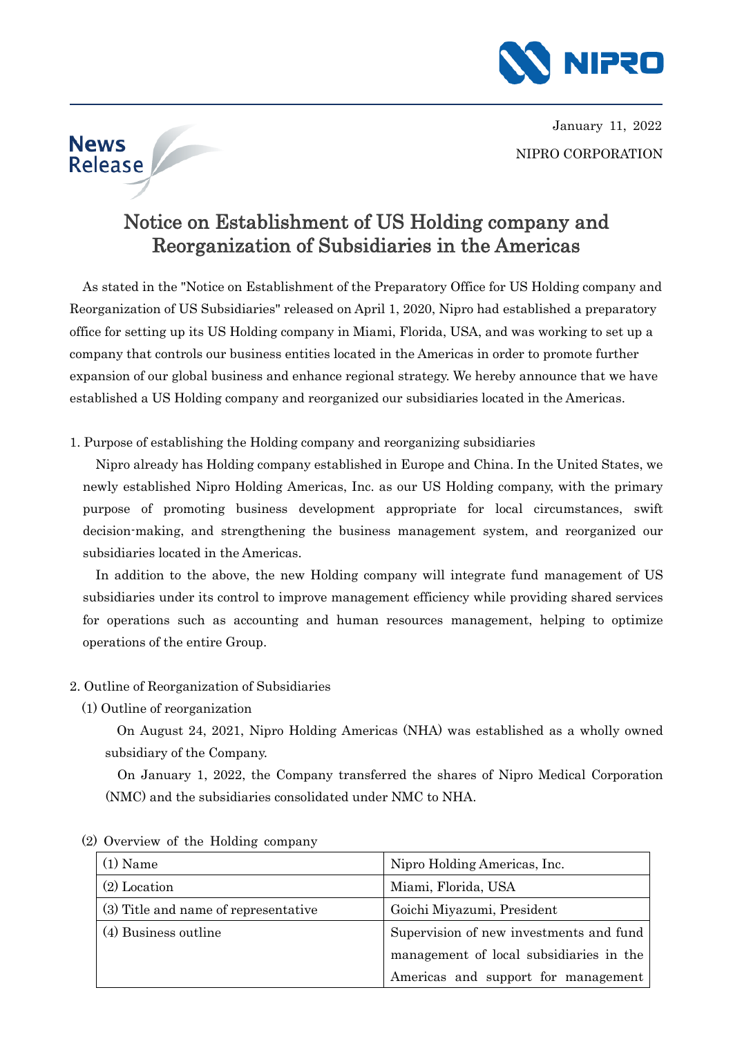January 11, 2022

NIPRO CORPORATION

News Release

# Notice on Establishment of US Holding company and Reorganization of Subsidiaries in the Americas

As stated in the "Notice on Establishment of the Preparatory Office for US Holding company and Reorganization of US Subsidiaries" released on April 1, 2020, Nipro had established a preparatory office for setting up its US Holding company in Miami, Florida, USA, and was working to set up a company that controls our business entities located in the Americas in order to promote further expansion of our global business and enhance regional strategy. We hereby announce that we have established a US Holding company and reorganized our subsidiaries located in the Americas.

1. Purpose of establishing the Holding company and reorganizing subsidiaries

Nipro already has Holding company established in Europe and China. In the United States, we newly established Nipro Holding Americas, Inc. as our US Holding company, with the primary purpose of promoting business development appropriate for local circumstances, swift decision-making, and strengthening the business management system, and reorganized our subsidiaries located in the Americas.

In addition to the above, the new Holding company will integrate fund management of US subsidiaries under its control to improve management efficiency while providing shared services for operations such as accounting and human resources management, helping to optimize operations of the entire Group.

2. Outline of Reorganization of Subsidiaries

(1) Outline of reorganization

On August 24, 2021, Nipro Holding Americas (NHA) was established as a wholly owned subsidiary of the Company.

On January 1, 2022, the Company transferred the shares of Nipro Medical Corporation (NMC) and the subsidiaries consolidated under NMC to NHA.

(2) Overview of the Holding company

| (1) Name | Nipro Holding Americas, Inc. |
|---|---|
| (2) Location | Miami, Florida, USA |
| (3) Title and name of representative | Goichi Miyazumi, President |
| (4) Business outline | Supervision of new investments and fund management of local subsidiaries in the Americas and support for management |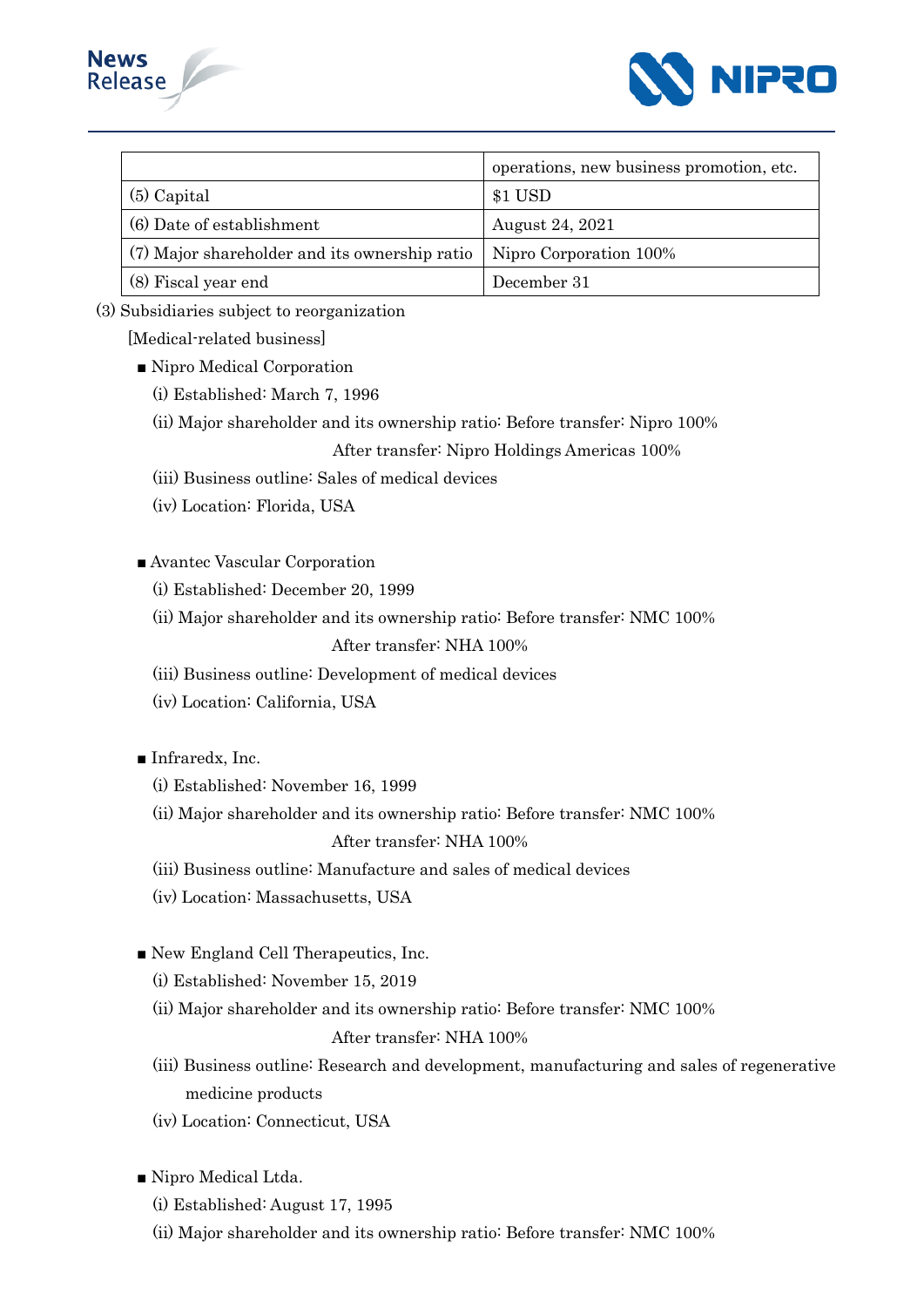|  |  |
|---|---|
|  | operations, new business promotion, etc. |
| (5) Capital | $1 USD |
| (6) Date of establishment | August 24, 2021 |
| (7) Major shareholder and its ownership ratio | Nipro Corporation 100% |
| (8) Fiscal year end | December 31 |

(3) Subsidiaries subject to reorganization

[Medical-related business]

■ Nipro Medical Corporation

(i) Established: March 7, 1996

(ii) Major shareholder and its ownership ratio: Before transfer: Nipro 100%

After transfer: Nipro Holdings Americas 100%

(iii) Business outline: Sales of medical devices

(iv) Location: Florida, USA

■ Avantec Vascular Corporation

(i) Established: December 20, 1999

(ii) Major shareholder and its ownership ratio: Before transfer: NMC 100%

After transfer: NHA 100%

(iii) Business outline: Development of medical devices

(iv) Location: California, USA

■ Infraredx, Inc.

(i) Established: November 16, 1999

(ii) Major shareholder and its ownership ratio: Before transfer: NMC 100%

After transfer: NHA 100%

(iii) Business outline: Manufacture and sales of medical devices

(iv) Location: Massachusetts, USA

■ New England Cell Therapeutics, Inc.

(i) Established: November 15, 2019

(ii) Major shareholder and its ownership ratio: Before transfer: NMC 100%

After transfer: NHA 100%

(iii) Business outline: Research and development, manufacturing and sales of regenerative medicine products

(iv) Location: Connecticut, USA

■ Nipro Medical Ltda.

(i) Established: August 17, 1995

(ii) Major shareholder and its ownership ratio: Before transfer: NMC 100%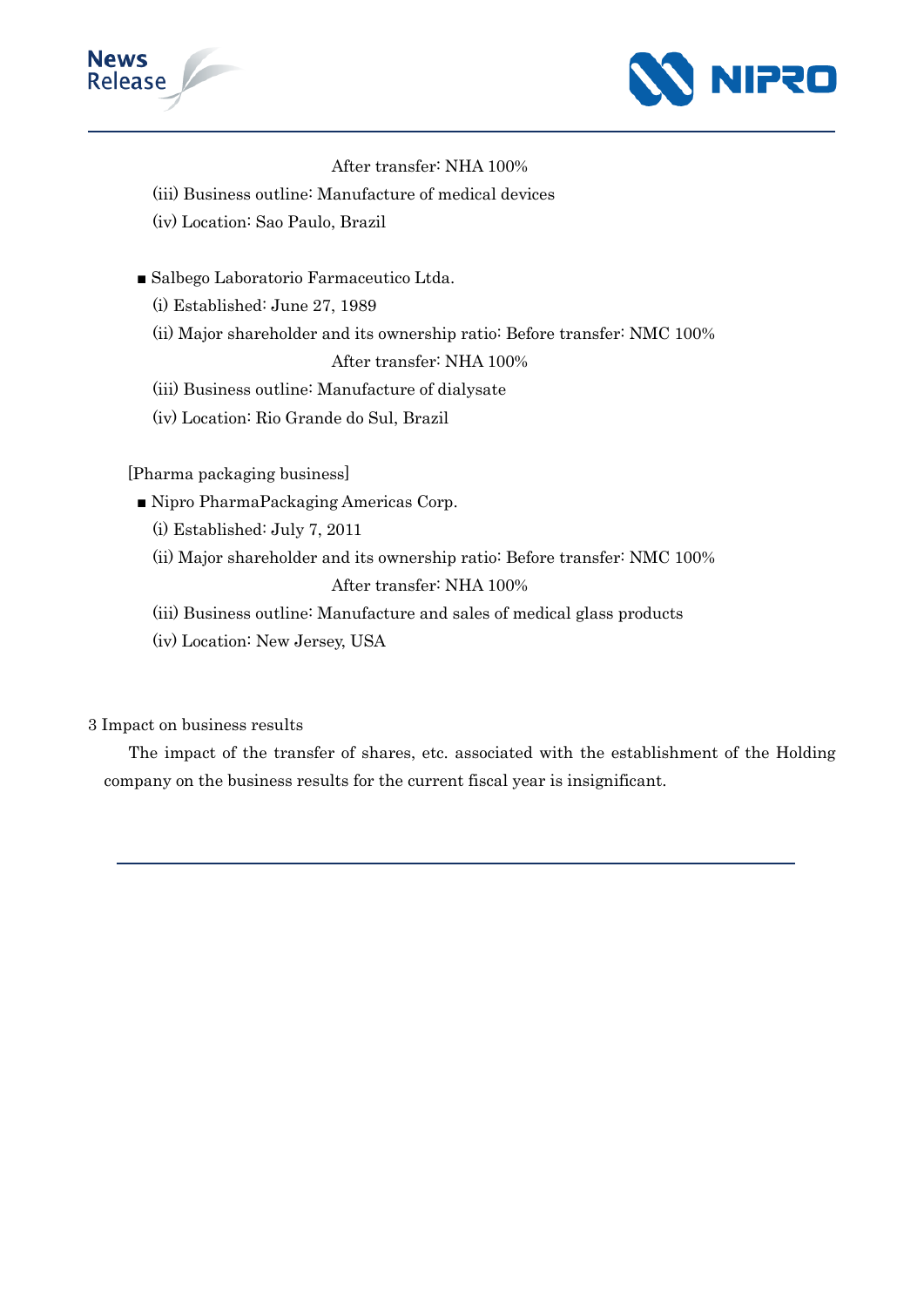After transfer: NHA 100%

(iii) Business outline: Manufacture of medical devices

(iv) Location: Sao Paulo, Brazil

■ Salbego Laboratorio Farmaceutico Ltda.

(i) Established: June 27, 1989

(ii) Major shareholder and its ownership ratio: Before transfer: NMC 100%

After transfer: NHA 100%

(iii) Business outline: Manufacture of dialysate

(iv) Location: Rio Grande do Sul, Brazil

[Pharma packaging business]

■ Nipro PharmaPackaging Americas Corp.

(i) Established: July 7, 2011

(ii) Major shareholder and its ownership ratio: Before transfer: NMC 100%

After transfer: NHA 100%

(iii) Business outline: Manufacture and sales of medical glass products

(iv) Location: New Jersey, USA

3 Impact on business results

The impact of the transfer of shares, etc. associated with the establishment of the Holding company on the business results for the current fiscal year is insignificant.